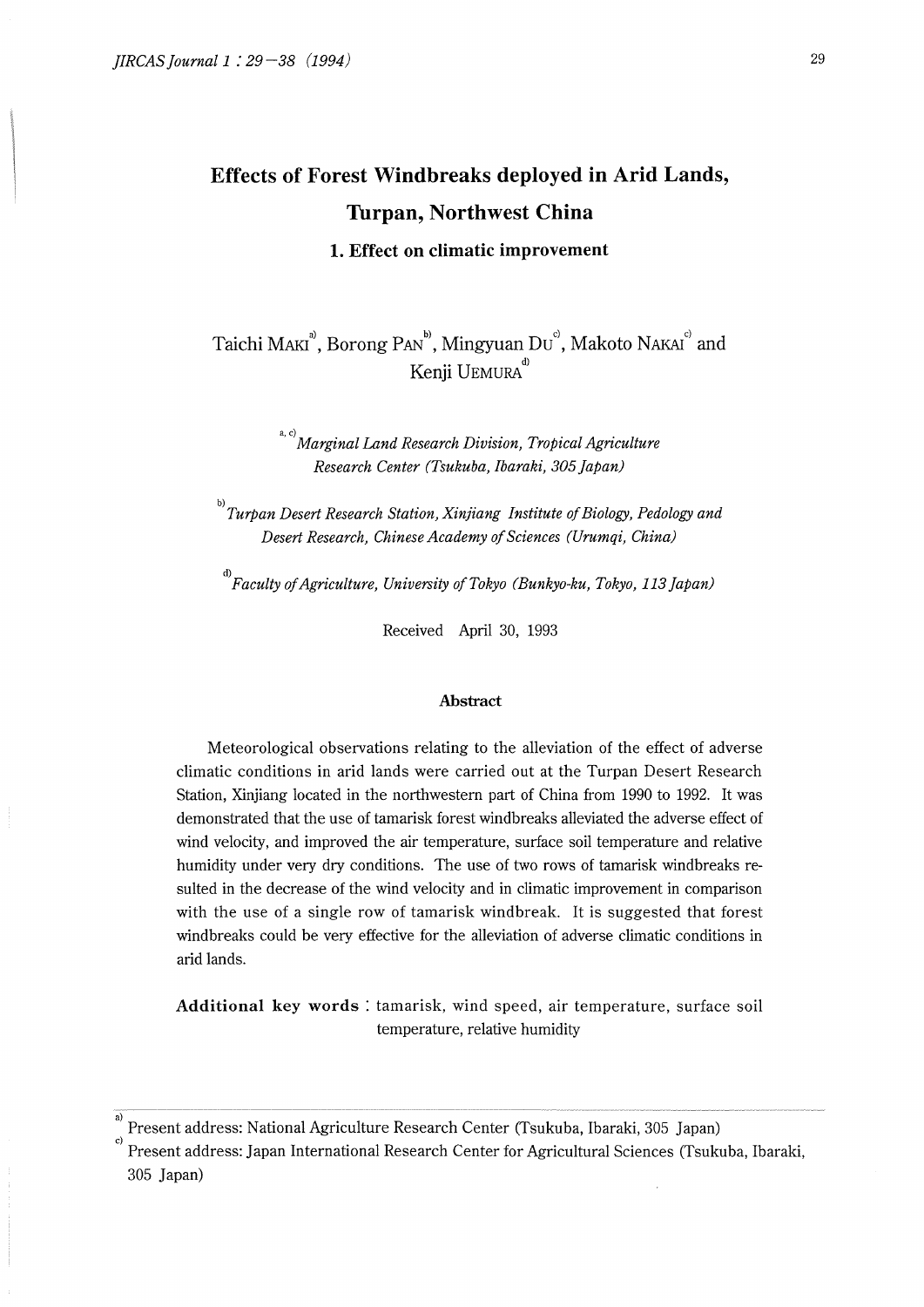# Effects of Forest Windbreaks deployed in Arid Lands, Turpan, Northwest China

## 1. Effect on climatic improvement

Taichi MAKI[a], Borong PAN[b], Mingyuan DU[c], Makoto NAKAI[c] and Kenji UEMURA[d]

[a, c] *Marginal Land Research Division, Tropical Agriculture Research Center (Tsukuba, Ibaraki, 305 Japan)*

[b] *Turpan Desert Research Station, Xinjiang Institute of Biology, Pedology and Desert Research, Chinese Academy of Sciences (Urumqi, China)*

[d] *Faculty of Agriculture, University of Tokyo (Bunkyo-ku, Tokyo, 113 Japan)*

Received April 30, 1993

### Abstract

Meteorological observations relating to the alleviation of the effect of adverse climatic conditions in arid lands were carried out at the Turpan Desert Research Station, Xinjiang located in the northwestern part of China from 1990 to 1992. It was demonstrated that the use of tamarisk forest windbreaks alleviated the adverse effect of wind velocity, and improved the air temperature, surface soil temperature and relative humidity under very dry conditions. The use of two rows of tamarisk windbreaks resulted in the decrease of the wind velocity and in climatic improvement in comparison with the use of a single row of tamarisk windbreak. It is suggested that forest windbreaks could be very effective for the alleviation of adverse climatic conditions in arid lands.

**Additional key words**: tamarisk, wind speed, air temperature, surface soil temperature, relative humidity

---

[a] Present address: National Agriculture Research Center (Tsukuba, Ibaraki, 305 Japan)

[c] Present address: Japan International Research Center for Agricultural Sciences (Tsukuba, Ibaraki, 305 Japan)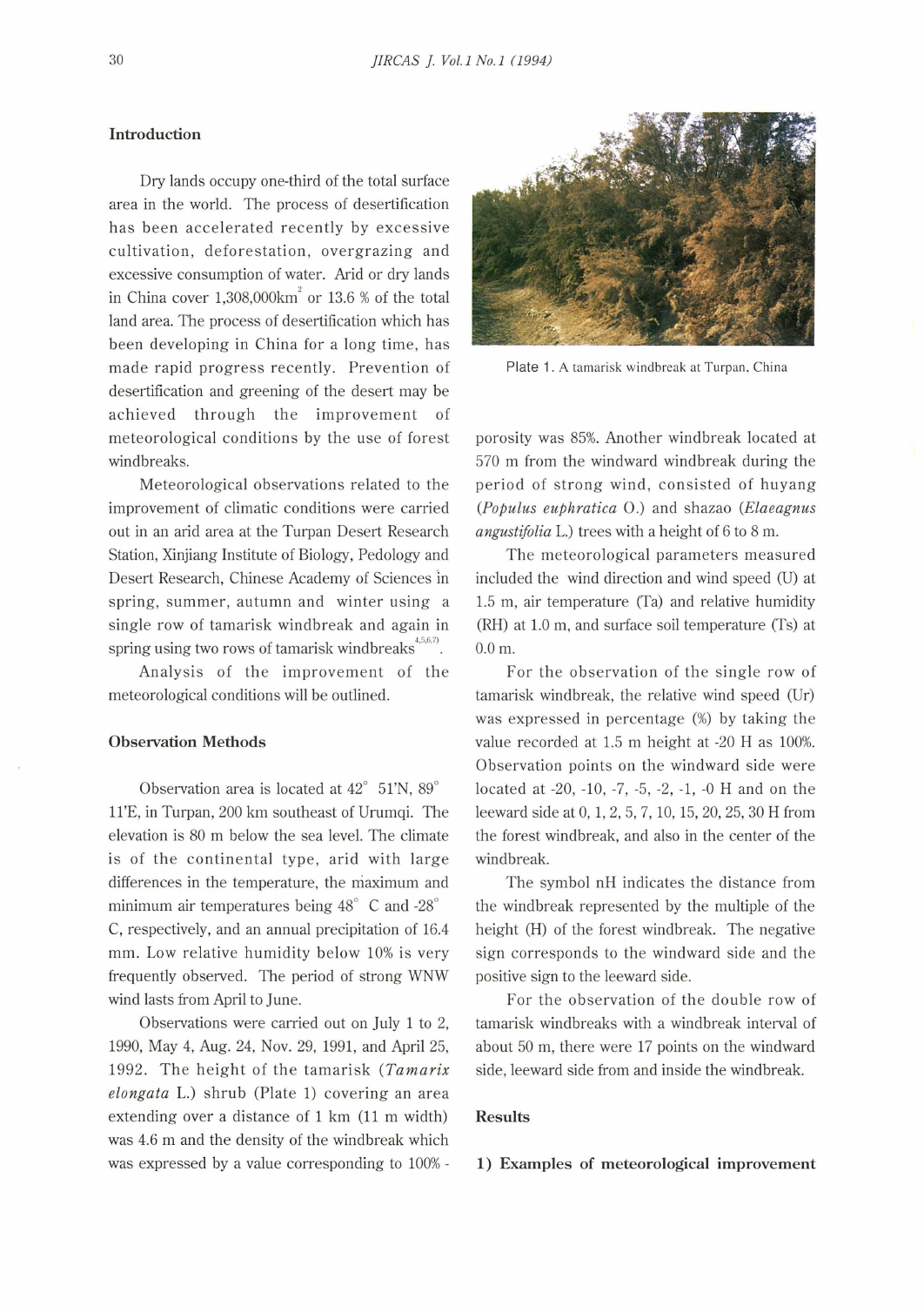## Introduction

Dry lands occupy one-third of the total surface area in the world. The process of desertification has been accelerated recently by excessive cultivation, deforestation, overgrazing and excessive consumption of water. Arid or dry lands in China cover 1,308,000km$^2$ or 13.6 % of the total land area. The process of desertification which has been developing in China for a long time, has made rapid progress recently. Prevention of desertification and greening of the desert may be achieved through the improvement of meteorological conditions by the use of forest windbreaks.

Meteorological observations related to the improvement of climatic conditions were carried out in an arid area at the Turpan Desert Research Station, Xinjiang Institute of Biology, Pedology and Desert Research, Chinese Academy of Sciences in spring, summer, autumn and winter using a single row of tamarisk windbreak and again in spring using two rows of tamarisk windbreaks[4,5,6,7].

Analysis of the improvement of the meteorological conditions will be outlined.

## Observation Methods

Observation area is located at 42° 51'N, 89° 11'E, in Turpan, 200 km southeast of Urumqi. The elevation is 80 m below the sea level. The climate is of the continental type, arid with large differences in the temperature, the maximum and minimum air temperatures being 48° C and -28° C, respectively, and an annual precipitation of 16.4 mm. Low relative humidity below 10% is very frequently observed. The period of strong WNW wind lasts from April to June.

Observations were carried out on July 1 to 2, 1990, May 4, Aug. 24, Nov. 29, 1991, and April 25, 1992. The height of the tamarisk (*Tamarix elongata* L.) shrub (Plate 1) covering an area extending over a distance of 1 km (11 m width) was 4.6 m and the density of the windbreak which was expressed by a value corresponding to 100% - porosity was 85%. Another windbreak located at 570 m from the windward windbreak during the period of strong wind, consisted of huyang (*Populus euphratica* O.) and shazao (*Elaeagnus angustifolia* L.) trees with a height of 6 to 8 m.

Plate 1. A tamarisk windbreak at Turpan, China

The meteorological parameters measured included the wind direction and wind speed (U) at 1.5 m, air temperature (Ta) and relative humidity (RH) at 1.0 m, and surface soil temperature (Ts) at 0.0 m.

For the observation of the single row of tamarisk windbreak, the relative wind speed (Ur) was expressed in percentage (%) by taking the value recorded at 1.5 m height at -20 H as 100%. Observation points on the windward side were located at -20, -10, -7, -5, -2, -1, -0 H and on the leeward side at 0, 1, 2, 5, 7, 10, 15, 20, 25, 30 H from the forest windbreak, and also in the center of the windbreak.

The symbol nH indicates the distance from the windbreak represented by the multiple of the height (H) of the forest windbreak. The negative sign corresponds to the windward side and the positive sign to the leeward side.

For the observation of the double row of tamarisk windbreaks with a windbreak interval of about 50 m, there were 17 points on the windward side, leeward side from and inside the windbreak.

## Results

### 1) Examples of meteorological improvement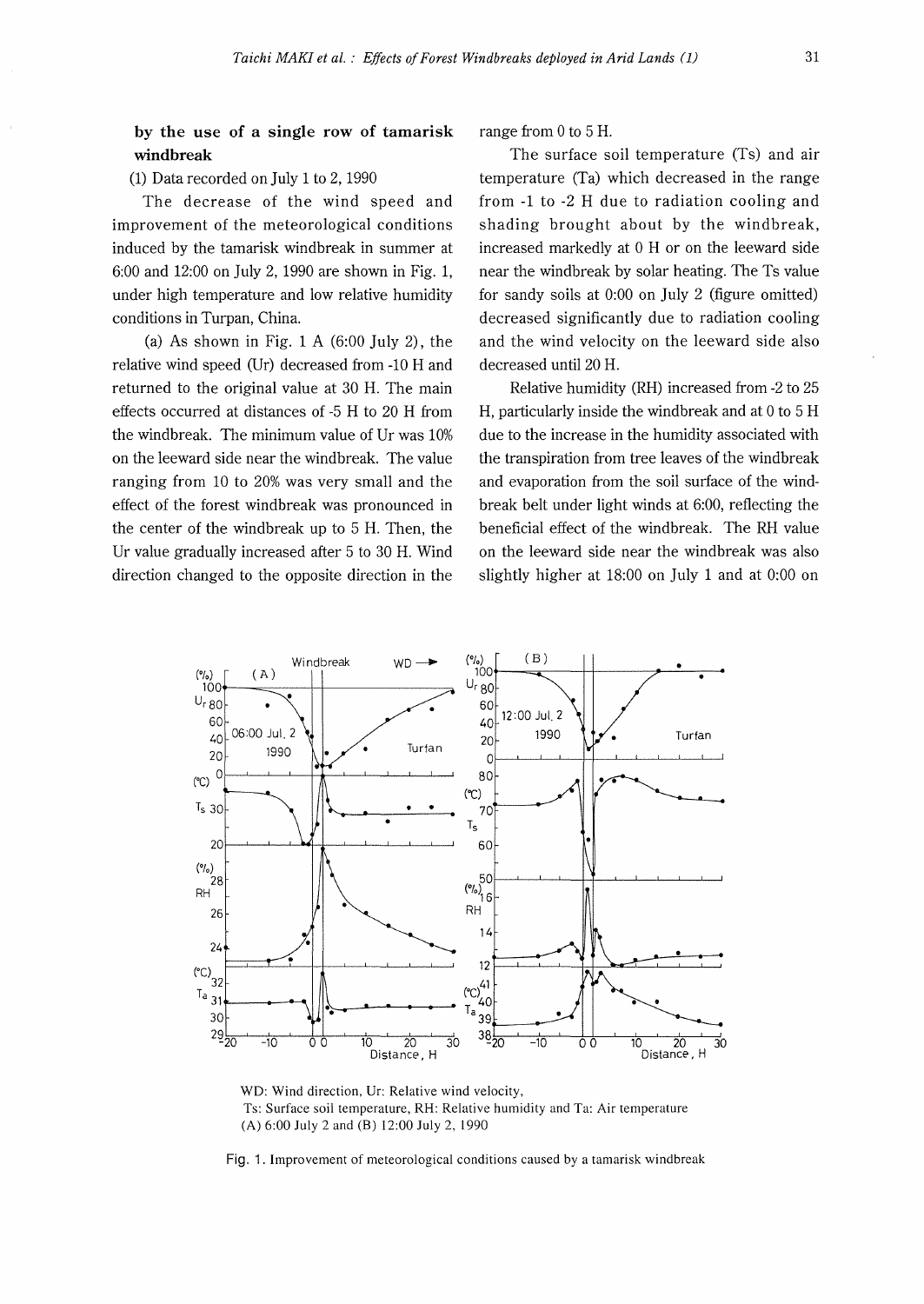**by the use of a single row of tamarisk windbreak**

(1) Data recorded on July 1 to 2, 1990

The decrease of the wind speed and improvement of the meteorological conditions induced by the tamarisk windbreak in summer at 6:00 and 12:00 on July 2, 1990 are shown in Fig. 1, under high temperature and low relative humidity conditions in Turpan, China.

(a) As shown in Fig. 1 A (6:00 July 2), the relative wind speed (Ur) decreased from -10 H and returned to the original value at 30 H. The main effects occurred at distances of -5 H to 20 H from the windbreak. The minimum value of Ur was 10% on the leeward side near the windbreak. The value ranging from 10 to 20% was very small and the effect of the forest windbreak was pronounced in the center of the windbreak up to 5 H. Then, the Ur value gradually increased after 5 to 30 H. Wind direction changed to the opposite direction in the range from 0 to 5 H.

The surface soil temperature (Ts) and air temperature (Ta) which decreased in the range from -1 to -2 H due to radiation cooling and shading brought about by the windbreak, increased markedly at 0 H or on the leeward side near the windbreak by solar heating. The Ts value for sandy soils at 0:00 on July 2 (figure omitted) decreased significantly due to radiation cooling and the wind velocity on the leeward side also decreased until 20 H.

Relative humidity (RH) increased from -2 to 25 H, particularly inside the windbreak and at 0 to 5 H due to the increase in the humidity associated with the transpiration from tree leaves of the windbreak and evaporation from the soil surface of the windbreak belt under light winds at 6:00, reflecting the beneficial effect of the windbreak. The RH value on the leeward side near the windbreak was also slightly higher at 18:00 on July 1 and at 0:00 on

WD: Wind direction, Ur: Relative wind velocity,
Ts: Surface soil temperature, RH: Relative humidity and Ta: Air temperature
(A) 6:00 July 2 and (B) 12:00 July 2, 1990

Fig. 1. Improvement of meteorological conditions caused by a tamarisk windbreak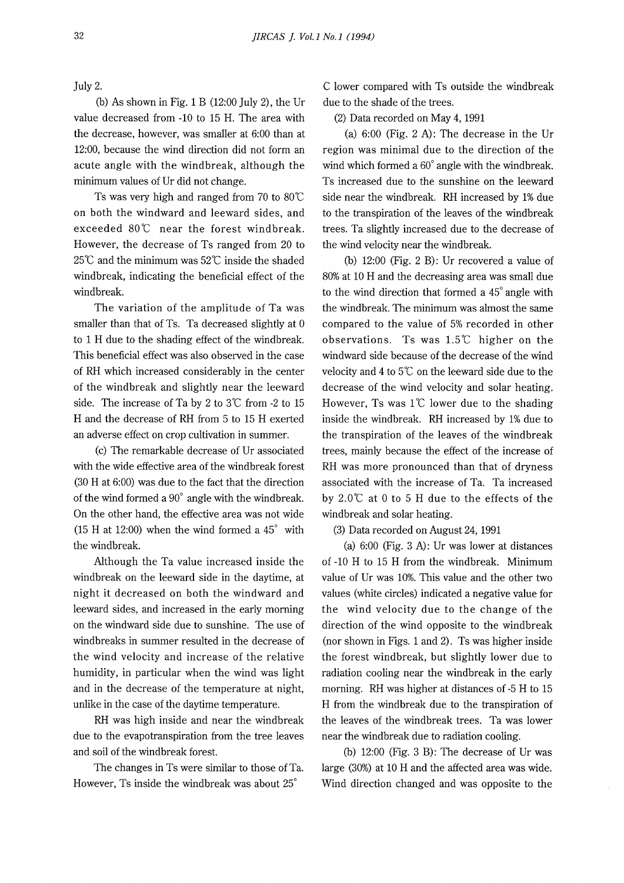July 2.

(b) As shown in Fig. 1 B (12:00 July 2), the Ur value decreased from -10 to 15 H. The area with the decrease, however, was smaller at 6:00 than at 12:00, because the wind direction did not form an acute angle with the windbreak, although the minimum values of Ur did not change.

Ts was very high and ranged from 70 to 80℃ on both the windward and leeward sides, and exceeded 80℃ near the forest windbreak. However, the decrease of Ts ranged from 20 to 25℃ and the minimum was 52℃ inside the shaded windbreak, indicating the beneficial effect of the windbreak.

The variation of the amplitude of Ta was smaller than that of Ts. Ta decreased slightly at 0 to 1 H due to the shading effect of the windbreak. This beneficial effect was also observed in the case of RH which increased considerably in the center of the windbreak and slightly near the leeward side. The increase of Ta by 2 to 3℃ from -2 to 15 H and the decrease of RH from 5 to 15 H exerted an adverse effect on crop cultivation in summer.

(c) The remarkable decrease of Ur associated with the wide effective area of the windbreak forest (30 H at 6:00) was due to the fact that the direction of the wind formed a 90° angle with the windbreak. On the other hand, the effective area was not wide (15 H at 12:00) when the wind formed a 45° with the windbreak.

Although the Ta value increased inside the windbreak on the leeward side in the daytime, at night it decreased on both the windward and leeward sides, and increased in the early morning on the windward side due to sunshine. The use of windbreaks in summer resulted in the decrease of the wind velocity and increase of the relative humidity, in particular when the wind was light and in the decrease of the temperature at night, unlike in the case of the daytime temperature.

RH was high inside and near the windbreak due to the evapotranspiration from the tree leaves and soil of the windbreak forest.

The changes in Ts were similar to those of Ta. However, Ts inside the windbreak was about 25° C lower compared with Ts outside the windbreak due to the shade of the trees.

(2) Data recorded on May 4, 1991

(a) 6:00 (Fig. 2 A): The decrease in the Ur region was minimal due to the direction of the wind which formed a 60° angle with the windbreak. Ts increased due to the sunshine on the leeward side near the windbreak. RH increased by 1% due to the transpiration of the leaves of the windbreak trees. Ta slightly increased due to the decrease of the wind velocity near the windbreak.

(b) 12:00 (Fig. 2 B): Ur recovered a value of 80% at 10 H and the decreasing area was small due to the wind direction that formed a 45° angle with the windbreak. The minimum was almost the same compared to the value of 5% recorded in other observations. Ts was 1.5℃ higher on the windward side because of the decrease of the wind velocity and 4 to 5℃ on the leeward side due to the decrease of the wind velocity and solar heating. However, Ts was 1℃ lower due to the shading inside the windbreak. RH increased by 1% due to the transpiration of the leaves of the windbreak trees, mainly because the effect of the increase of RH was more pronounced than that of dryness associated with the increase of Ta. Ta increased by 2.0℃ at 0 to 5 H due to the effects of the windbreak and solar heating.

(3) Data recorded on August 24, 1991

(a) 6:00 (Fig. 3 A): Ur was lower at distances of -10 H to 15 H from the windbreak. Minimum value of Ur was 10%. This value and the other two values (white circles) indicated a negative value for the wind velocity due to the change of the direction of the wind opposite to the windbreak (nor shown in Figs. 1 and 2). Ts was higher inside the forest windbreak, but slightly lower due to radiation cooling near the windbreak in the early morning. RH was higher at distances of -5 H to 15 H from the windbreak due to the transpiration of the leaves of the windbreak trees. Ta was lower near the windbreak due to radiation cooling.

(b) 12:00 (Fig. 3 B): The decrease of Ur was large (30%) at 10 H and the affected area was wide. Wind direction changed and was opposite to the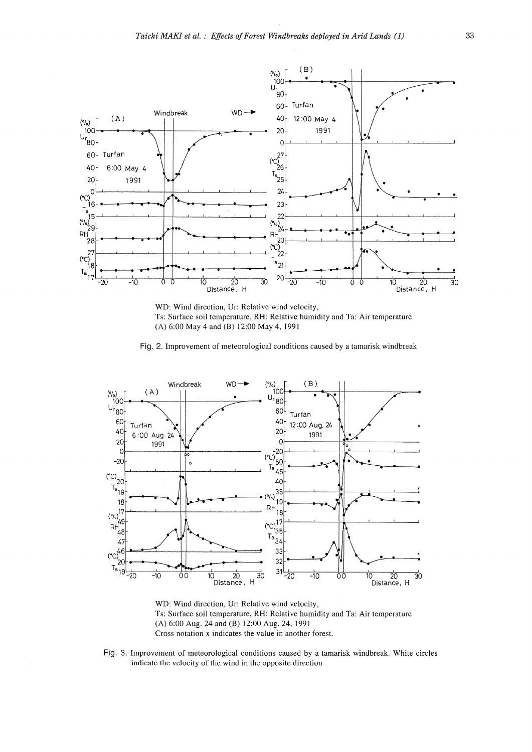WD: Wind direction, Ur: Relative wind velocity,
Ts: Surface soil temperature, RH: Relative humidity and Ta: Air temperature
(A) 6:00 May 4 and (B) 12:00 May 4, 1991

Fig. 2. Improvement of meteorological conditions caused by a tamarisk windbreak

WD: Wind direction, Ur: Relative wind velocity,
Ts: Surface soil temperature, RH: Relative humidity and Ta: Air temperature
(A) 6:00 Aug. 24 and (B) 12:00 Aug. 24, 1991
Cross notation x indicates the value in another forest.

Fig. 3. Improvement of meteorological conditions caused by a tamarisk windbreak. White circles indicate the velocity of the wind in the opposite direction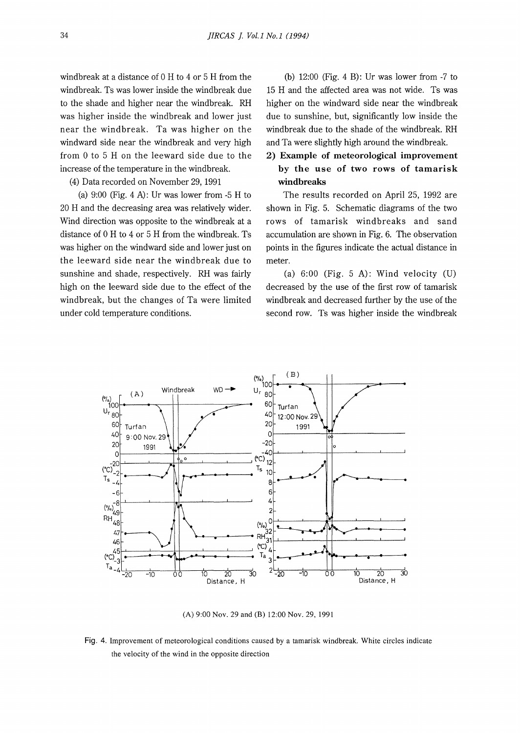windbreak at a distance of 0 H to 4 or 5 H from the windbreak. Ts was lower inside the windbreak due to the shade and higher near the windbreak. RH was higher inside the windbreak and lower just near the windbreak. Ta was higher on the windward side near the windbreak and very high from 0 to 5 H on the leeward side due to the increase of the temperature in the windbreak.

(4) Data recorded on November 29, 1991

(a) 9:00 (Fig. 4 A): Ur was lower from -5 H to 20 H and the decreasing area was relatively wider. Wind direction was opposite to the windbreak at a distance of 0 H to 4 or 5 H from the windbreak. Ts was higher on the windward side and lower just on the leeward side near the windbreak due to sunshine and shade, respectively. RH was fairly high on the leeward side due to the effect of the windbreak, but the changes of Ta were limited under cold temperature conditions.

(b) 12:00 (Fig. 4 B): Ur was lower from -7 to 15 H and the affected area was not wide. Ts was higher on the windward side near the windbreak due to sunshine, but, significantly low inside the windbreak due to the shade of the windbreak. RH and Ta were slightly high around the windbreak.

### 2) Example of meteorological improvement by the use of two rows of tamarisk windbreaks

The results recorded on April 25, 1992 are shown in Fig. 5. Schematic diagrams of the two rows of tamarisk windbreaks and sand accumulation are shown in Fig. 6. The observation points in the figures indicate the actual distance in meter.

(a) 6:00 (Fig. 5 A): Wind velocity (U) decreased by the use of the first row of tamarisk windbreak and decreased further by the use of the second row. Ts was higher inside the windbreak

(A) 9:00 Nov. 29 and (B) 12:00 Nov. 29, 1991

Fig. 4. Improvement of meteorological conditions caused by a tamarisk windbreak. White circles indicate the velocity of the wind in the opposite direction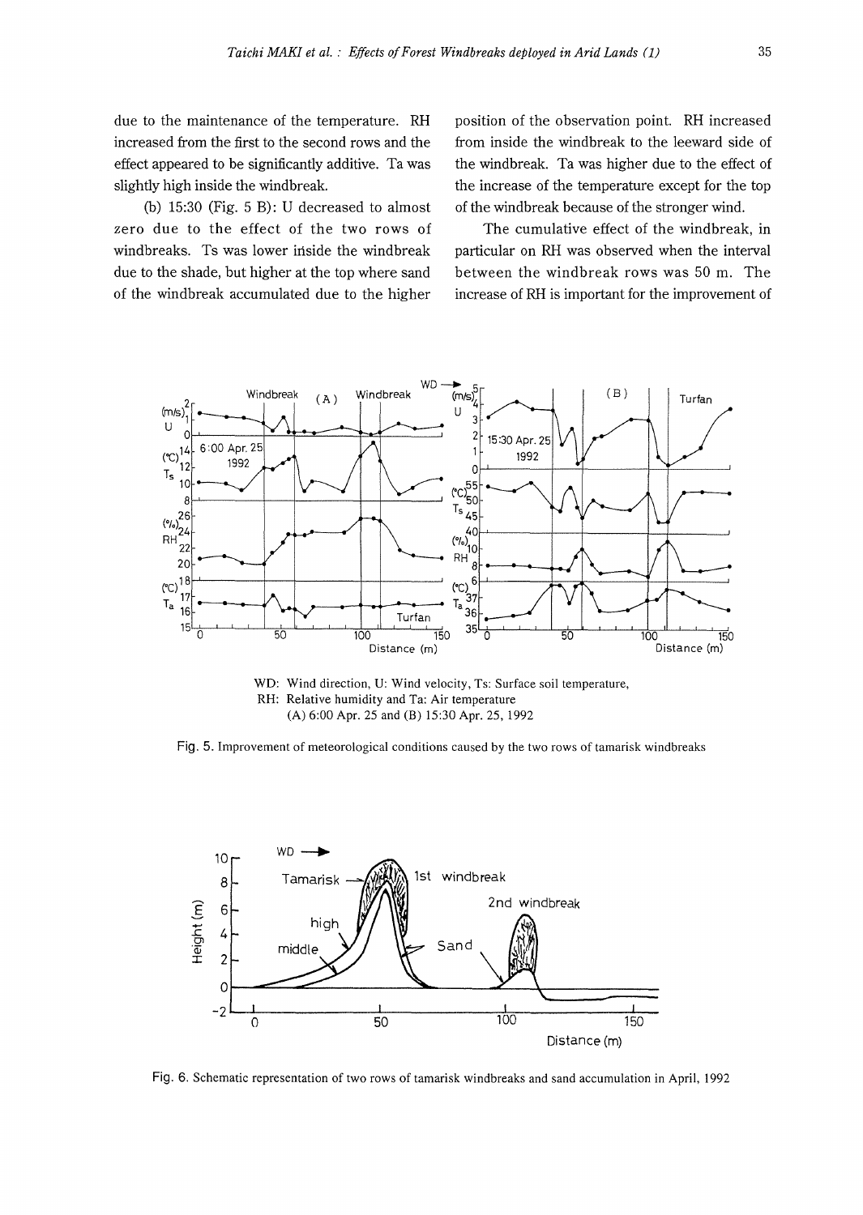due to the maintenance of the temperature. RH increased from the first to the second rows and the effect appeared to be significantly additive. Ta was slightly high inside the windbreak.

(b) 15:30 (Fig. 5 B): U decreased to almost zero due to the effect of the two rows of windbreaks. Ts was lower inside the windbreak due to the shade, but higher at the top where sand of the windbreak accumulated due to the higher position of the observation point. RH increased from inside the windbreak to the leeward side of the windbreak. Ta was higher due to the effect of the increase of the temperature except for the top of the windbreak because of the stronger wind.

The cumulative effect of the windbreak, in particular on RH was observed when the interval between the windbreak rows was 50 m. The increase of RH is important for the improvement of

WD: Wind direction, U: Wind velocity, Ts: Surface soil temperature,
RH: Relative humidity and Ta: Air temperature
(A) 6:00 Apr. 25 and (B) 15:30 Apr. 25, 1992

Fig. 5. Improvement of meteorological conditions caused by the two rows of tamarisk windbreaks

Fig. 6. Schematic representation of two rows of tamarisk windbreaks and sand accumulation in April, 1992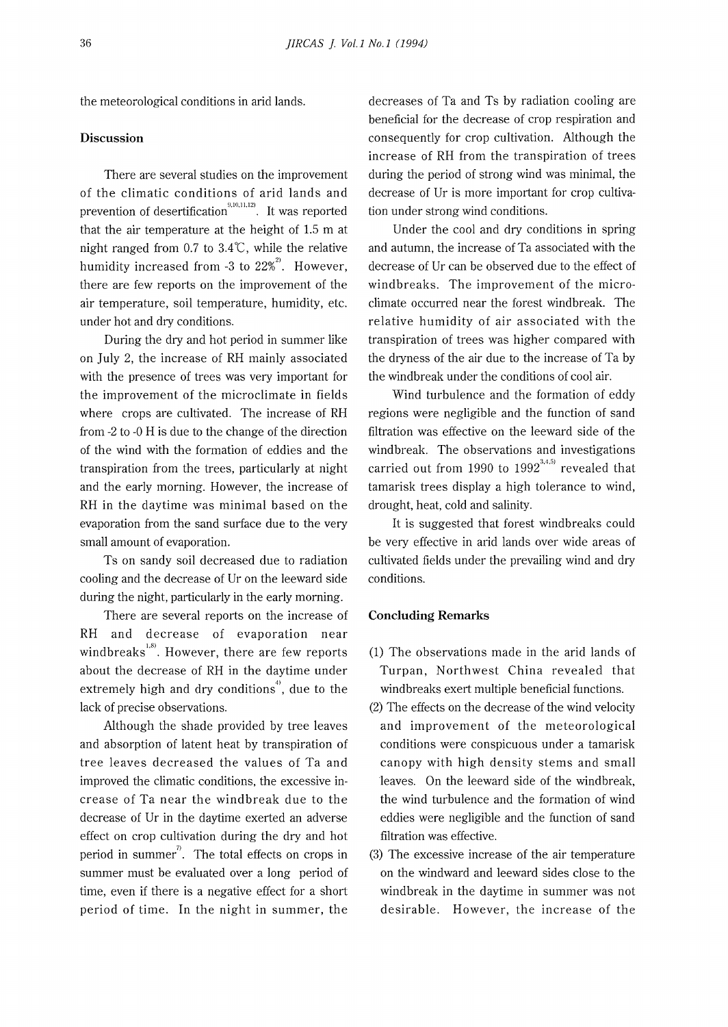the meteorological conditions in arid lands.

## Discussion

There are several studies on the improvement of the climatic conditions of arid lands and prevention of desertification[9,10,11,12]. It was reported that the air temperature at the height of 1.5 m at night ranged from 0.7 to 3.4℃, while the relative humidity increased from -3 to 22%[2]. However, there are few reports on the improvement of the air temperature, soil temperature, humidity, etc. under hot and dry conditions.

During the dry and hot period in summer like on July 2, the increase of RH mainly associated with the presence of trees was very important for the improvement of the microclimate in fields where crops are cultivated. The increase of RH from -2 to -0 H is due to the change of the direction of the wind with the formation of eddies and the transpiration from the trees, particularly at night and the early morning. However, the increase of RH in the daytime was minimal based on the evaporation from the sand surface due to the very small amount of evaporation.

Ts on sandy soil decreased due to radiation cooling and the decrease of Ur on the leeward side during the night, particularly in the early morning.

There are several reports on the increase of RH and decrease of evaporation near windbreaks[1,8]. However, there are few reports about the decrease of RH in the daytime under extremely high and dry conditions[4], due to the lack of precise observations.

Although the shade provided by tree leaves and absorption of latent heat by transpiration of tree leaves decreased the values of Ta and improved the climatic conditions, the excessive increase of Ta near the windbreak due to the decrease of Ur in the daytime exerted an adverse effect on crop cultivation during the dry and hot period in summer[7]. The total effects on crops in summer must be evaluated over a long period of time, even if there is a negative effect for a short period of time. In the night in summer, the decreases of Ta and Ts by radiation cooling are beneficial for the decrease of crop respiration and consequently for crop cultivation. Although the increase of RH from the transpiration of trees during the period of strong wind was minimal, the decrease of Ur is more important for crop cultivation under strong wind conditions.

Under the cool and dry conditions in spring and autumn, the increase of Ta associated with the decrease of Ur can be observed due to the effect of windbreaks. The improvement of the microclimate occurred near the forest windbreak. The relative humidity of air associated with the transpiration of trees was higher compared with the dryness of the air due to the increase of Ta by the windbreak under the conditions of cool air.

Wind turbulence and the formation of eddy regions were negligible and the function of sand filtration was effective on the leeward side of the windbreak. The observations and investigations carried out from 1990 to 1992[3,4,5] revealed that tamarisk trees display a high tolerance to wind, drought, heat, cold and salinity.

It is suggested that forest windbreaks could be very effective in arid lands over wide areas of cultivated fields under the prevailing wind and dry conditions.

## Concluding Remarks

(1) The observations made in the arid lands of Turpan, Northwest China revealed that windbreaks exert multiple beneficial functions.

(2) The effects on the decrease of the wind velocity and improvement of the meteorological conditions were conspicuous under a tamarisk canopy with high density stems and small leaves. On the leeward side of the windbreak, the wind turbulence and the formation of wind eddies were negligible and the function of sand filtration was effective.

(3) The excessive increase of the air temperature on the windward and leeward sides close to the windbreak in the daytime in summer was not desirable. However, the increase of the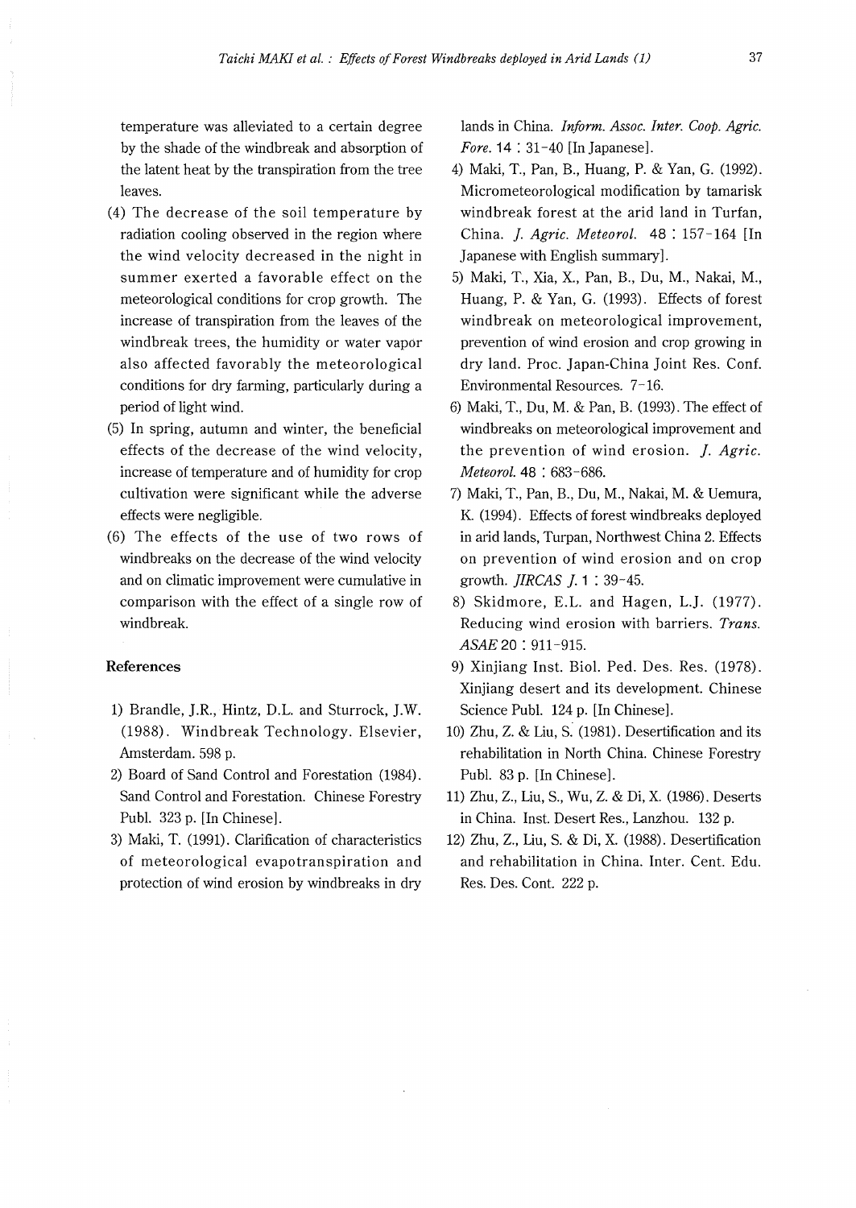temperature was alleviated to a certain degree by the shade of the windbreak and absorption of the latent heat by the transpiration from the tree leaves.

(4) The decrease of the soil temperature by radiation cooling observed in the region where the wind velocity decreased in the night in summer exerted a favorable effect on the meteorological conditions for crop growth. The increase of transpiration from the leaves of the windbreak trees, the humidity or water vapor also affected favorably the meteorological conditions for dry farming, particularly during a period of light wind.

(5) In spring, autumn and winter, the beneficial effects of the decrease of the wind velocity, increase of temperature and of humidity for crop cultivation were significant while the adverse effects were negligible.

(6) The effects of the use of two rows of windbreaks on the decrease of the wind velocity and on climatic improvement were cumulative in comparison with the effect of a single row of windbreak.

## References

1) Brandle, J.R., Hintz, D.L. and Sturrock, J.W. (1988). Windbreak Technology. Elsevier, Amsterdam. 598 p.
2) Board of Sand Control and Forestation (1984). Sand Control and Forestation. Chinese Forestry Publ. 323 p. [In Chinese].
3) Maki, T. (1991). Clarification of characteristics of meteorological evapotranspiration and protection of wind erosion by windbreaks in dry lands in China. *Inform. Assoc. Inter. Coop. Agric. Fore.* 14 : 31-40 [In Japanese].
4) Maki, T., Pan, B., Huang, P. & Yan, G. (1992). Micrometeorological modification by tamarisk windbreak forest at the arid land in Turfan, China. *J. Agric. Meteorol.* 48 : 157-164 [In Japanese with English summary].
5) Maki, T., Xia, X., Pan, B., Du, M., Nakai, M., Huang, P. & Yan, G. (1993). Effects of forest windbreak on meteorological improvement, prevention of wind erosion and crop growing in dry land. Proc. Japan-China Joint Res. Conf. Environmental Resources. 7-16.
6) Maki, T., Du, M. & Pan, B. (1993). The effect of windbreaks on meteorological improvement and the prevention of wind erosion. *J. Agric. Meteorol.* 48 : 683-686.
7) Maki, T., Pan, B., Du, M., Nakai, M. & Uemura, K. (1994). Effects of forest windbreaks deployed in arid lands, Turpan, Northwest China 2. Effects on prevention of wind erosion and on crop growth. *JIRCAS J.* 1 : 39-45.
8) Skidmore, E.L. and Hagen, L.J. (1977). Reducing wind erosion with barriers. *Trans. ASAE* 20 : 911-915.
9) Xinjiang Inst. Biol. Ped. Des. Res. (1978). Xinjiang desert and its development. Chinese Science Publ. 124 p. [In Chinese].
10) Zhu, Z. & Liu, S. (1981). Desertification and its rehabilitation in North China. Chinese Forestry Publ. 83 p. [In Chinese].
11) Zhu, Z., Liu, S., Wu, Z. & Di, X. (1986). Deserts in China. Inst. Desert Res., Lanzhou. 132 p.
12) Zhu, Z., Liu, S. & Di, X. (1988). Desertification and rehabilitation in China. Inter. Cent. Edu. Res. Des. Cont. 222 p.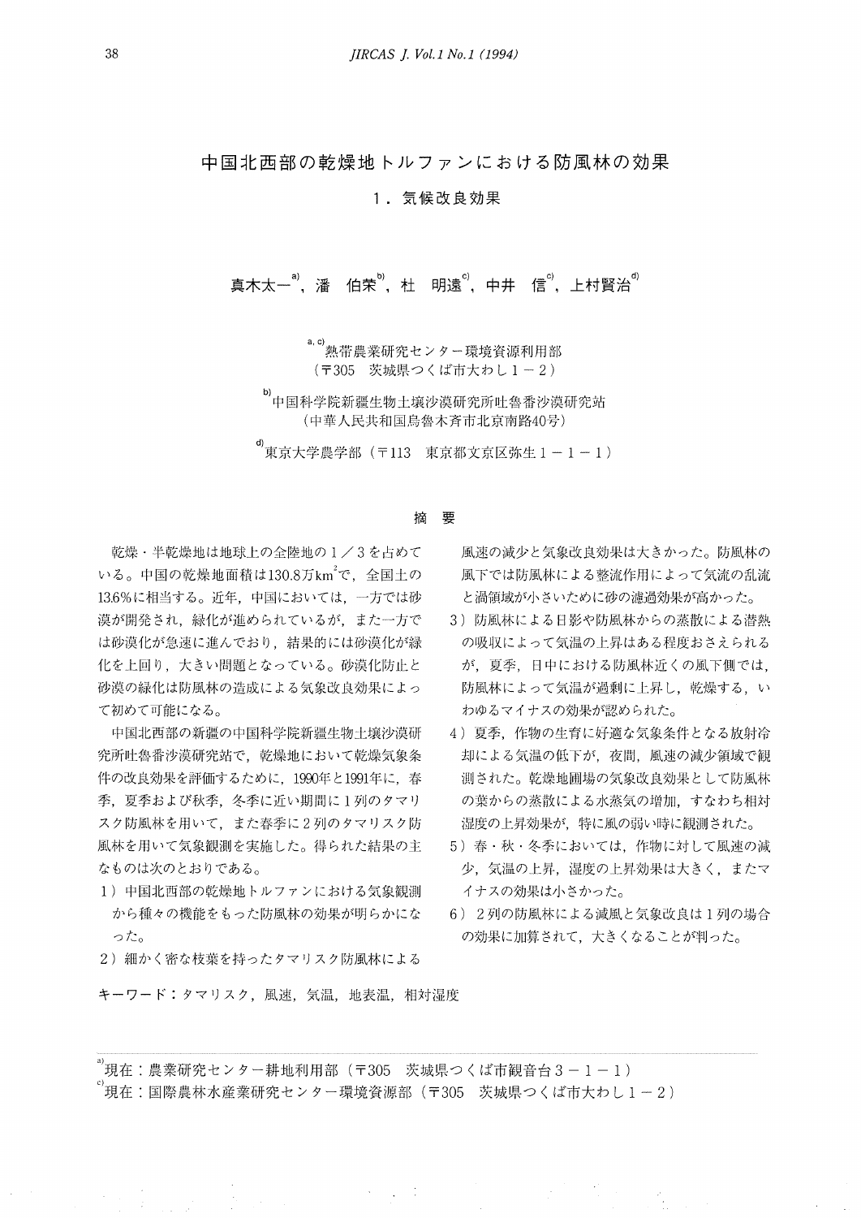# 中国北西部の乾燥地トルファンにおける防風林の効果

## 1．気候改良効果

真木太一[a]，潘　伯栄[b]，杜　明遠[c]，中井　信[c]，上村賢治[d]

[a, c]熱帯農業研究センター環境資源利用部
（〒305　茨城県つくば市大わし１－２）

[b]中国科学院新疆生物土壌沙漠研究所吐魯番沙漠研究站
（中華人民共和国烏魯木斉市北京南路40号）

[d]東京大学農学部（〒113　東京都文京区弥生１－１－１）

### 摘　要

乾燥・半乾燥地は地球上の全陸地の１／３を占めている。中国の乾燥地面積は130.8万km$^2$で，全国土の13.6%に相当する。近年，中国においては，一方では砂漠が開発され，緑化が進められているが，また一方では砂漠化が急速に進んでおり，結果的には砂漠化が緑化を上回り，大きい問題となっている。砂漠化防止と砂漠の緑化は防風林の造成による気象改良効果によって初めて可能になる。

中国北西部の新疆の中国科学院新疆生物土壌沙漠研究所吐魯番沙漠研究站で，乾燥地において乾燥気象条件の改良効果を評価するために，1990年と1991年に，春季，夏季および秋季，冬季に近い期間に１列のタマリスク防風林を用いて，また春季に２列のタマリスク防風林を用いて気象観測を実施した。得られた結果の主なものは次のとおりである。

1）中国北西部の乾燥地トルファンにおける気象観測から種々の機能をもった防風林の効果が明らかになった。

2）細かく密な枝葉を持ったタマリスク防風林による風速の減少と気象改良効果は大きかった。防風林の風下では防風林による整流作用によって気流の乱流と渦領域が小さいために砂の濾過効果が高かった。

3）防風林による日影や防風林からの蒸散による潜熱の吸収によって気温の上昇はある程度おさえられるが，夏季，日中における防風林近くの風下側では，防風林によって気温が過剰に上昇し，乾燥する，いわゆるマイナスの効果が認められた。

4）夏季，作物の生育に好適な気象条件となる放射冷却による気温の低下が，夜間，風速の減少領域で観測された。乾燥地圃場の気象改良効果として防風林の葉からの蒸散による水蒸気の増加，すなわち相対湿度の上昇効果が，特に風の弱い時に観測された。

5）春・秋・冬季においては，作物に対して風速の減少，気温の上昇，湿度の上昇効果は大きく，またマイナスの効果は小さかった。

6）２列の防風林による減風と気象改良は１列の場合の効果に加算されて，大きくなることが判った。

キーワード：タマリスク，風速，気温，地表温，相対湿度

[a]現在：農業研究センター耕地利用部（〒305　茨城県つくば市観音台３－１－１）

[c]現在：国際農林水産業研究センター環境資源部（〒305　茨城県つくば市大わし１－２）